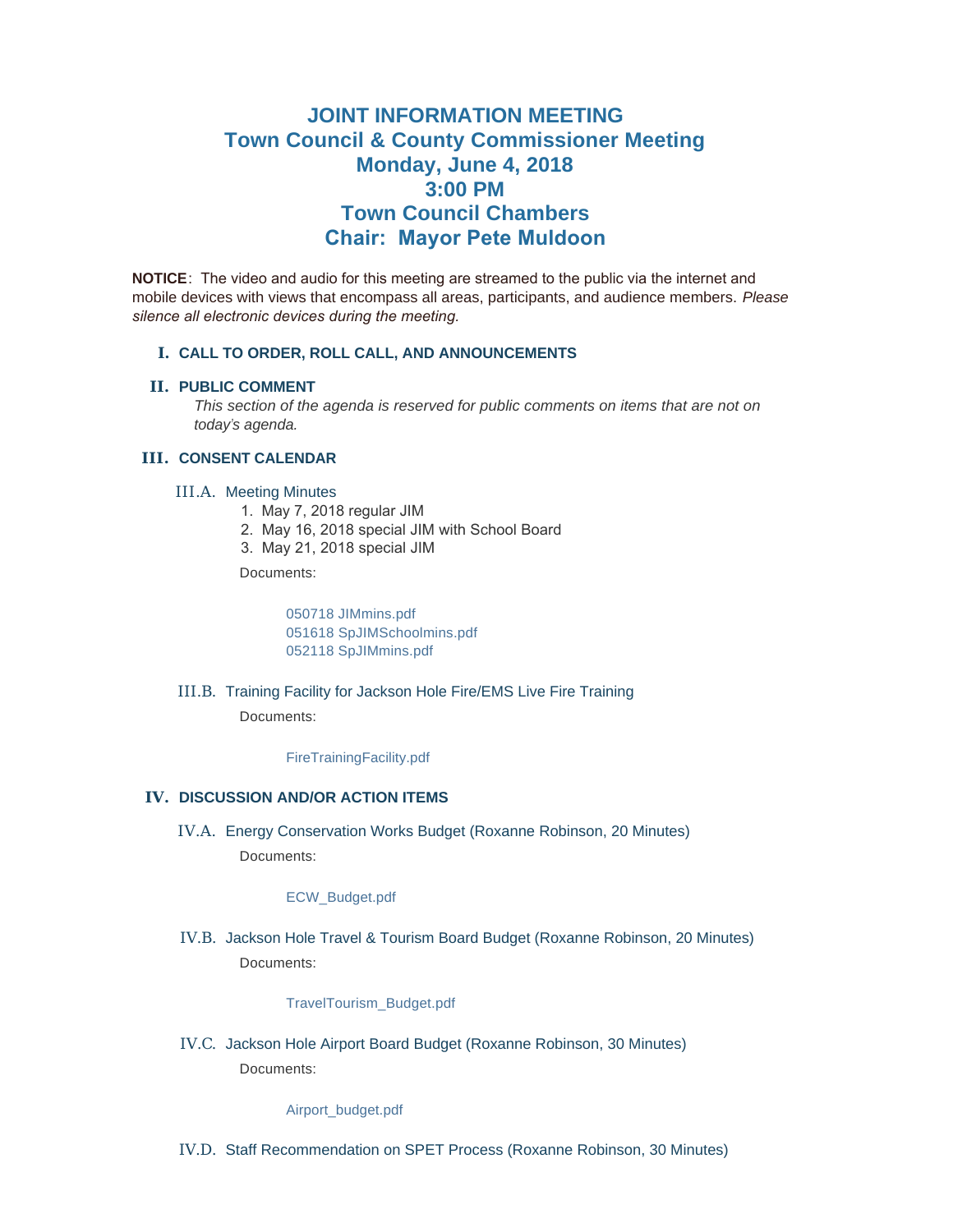# JOINT INFORMATION MEETING
# Town Council & County Commissioner Meeting
# Monday, June 4, 2018
# 3:00 PM
# Town Council Chambers
# Chair: Mayor Pete Muldoon

**NOTICE**: The video and audio for this meeting are streamed to the public via the internet and mobile devices with views that encompass all areas, participants, and audience members. *Please silence all electronic devices during the meeting.*

## I. CALL TO ORDER, ROLL CALL, AND ANNOUNCEMENTS

## II. PUBLIC COMMENT

*This section of the agenda is reserved for public comments on items that are not on today's agenda.*

## III. CONSENT CALENDAR

### III.A. Meeting Minutes

1. May 7, 2018 regular JIM
2. May 16, 2018 special JIM with School Board
3. May 21, 2018 special JIM

Documents:

050718 JIMmins.pdf
051618 SpJIMSchoolmins.pdf
052118 SpJIMmins.pdf

### III.B. Training Facility for Jackson Hole Fire/EMS Live Fire Training

Documents:

FireTrainingFacility.pdf

## IV. DISCUSSION AND/OR ACTION ITEMS

### IV.A. Energy Conservation Works Budget (Roxanne Robinson, 20 Minutes)

Documents:

ECW_Budget.pdf

### IV.B. Jackson Hole Travel & Tourism Board Budget (Roxanne Robinson, 20 Minutes)

Documents:

TravelTourism_Budget.pdf

### IV.C. Jackson Hole Airport Board Budget (Roxanne Robinson, 30 Minutes)

Documents:

Airport_budget.pdf

### IV.D. Staff Recommendation on SPET Process (Roxanne Robinson, 30 Minutes)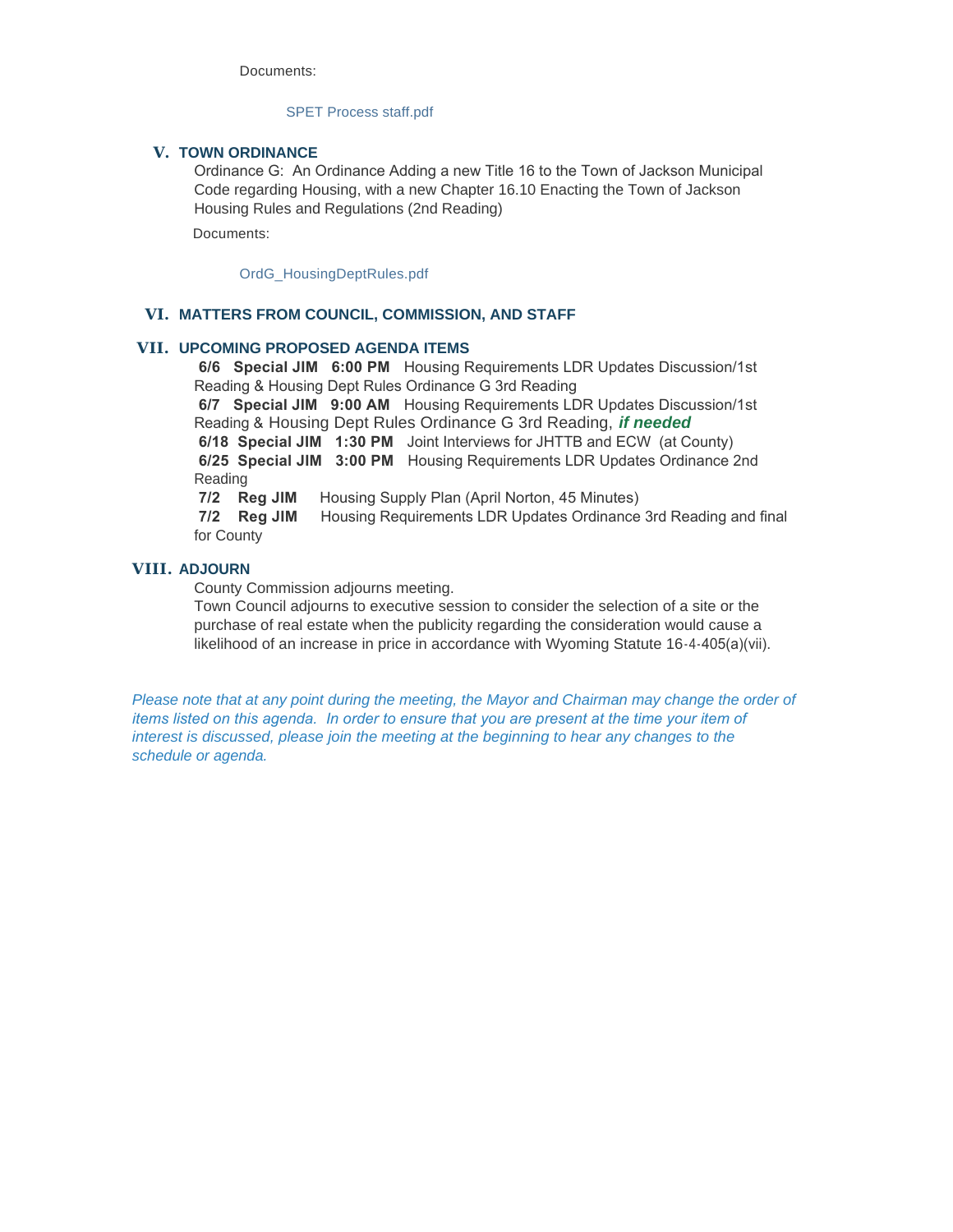Documents:

SPET Process staff.pdf

## V. TOWN ORDINANCE

Ordinance G: An Ordinance Adding a new Title 16 to the Town of Jackson Municipal Code regarding Housing, with a new Chapter 16.10 Enacting the Town of Jackson Housing Rules and Regulations (2nd Reading)

Documents:

OrdG_HousingDeptRules.pdf

## VI. MATTERS FROM COUNCIL, COMMISSION, AND STAFF

## VII. UPCOMING PROPOSED AGENDA ITEMS

**6/6 Special JIM 6:00 PM** Housing Requirements LDR Updates Discussion/1st Reading & Housing Dept Rules Ordinance G 3rd Reading

**6/7 Special JIM 9:00 AM** Housing Requirements LDR Updates Discussion/1st Reading & Housing Dept Rules Ordinance G 3rd Reading, ***if needed***

**6/18 Special JIM 1:30 PM** Joint Interviews for JHTTB and ECW (at County)

**6/25 Special JIM 3:00 PM** Housing Requirements LDR Updates Ordinance 2nd Reading

**7/2 Reg JIM** Housing Supply Plan (April Norton, 45 Minutes)

**7/2 Reg JIM** Housing Requirements LDR Updates Ordinance 3rd Reading and final for County

## VIII. ADJOURN

County Commission adjourns meeting.

Town Council adjourns to executive session to consider the selection of a site or the purchase of real estate when the publicity regarding the consideration would cause a likelihood of an increase in price in accordance with Wyoming Statute 16-4-405(a)(vii).

*Please note that at any point during the meeting, the Mayor and Chairman may change the order of items listed on this agenda. In order to ensure that you are present at the time your item of interest is discussed, please join the meeting at the beginning to hear any changes to the schedule or agenda.*